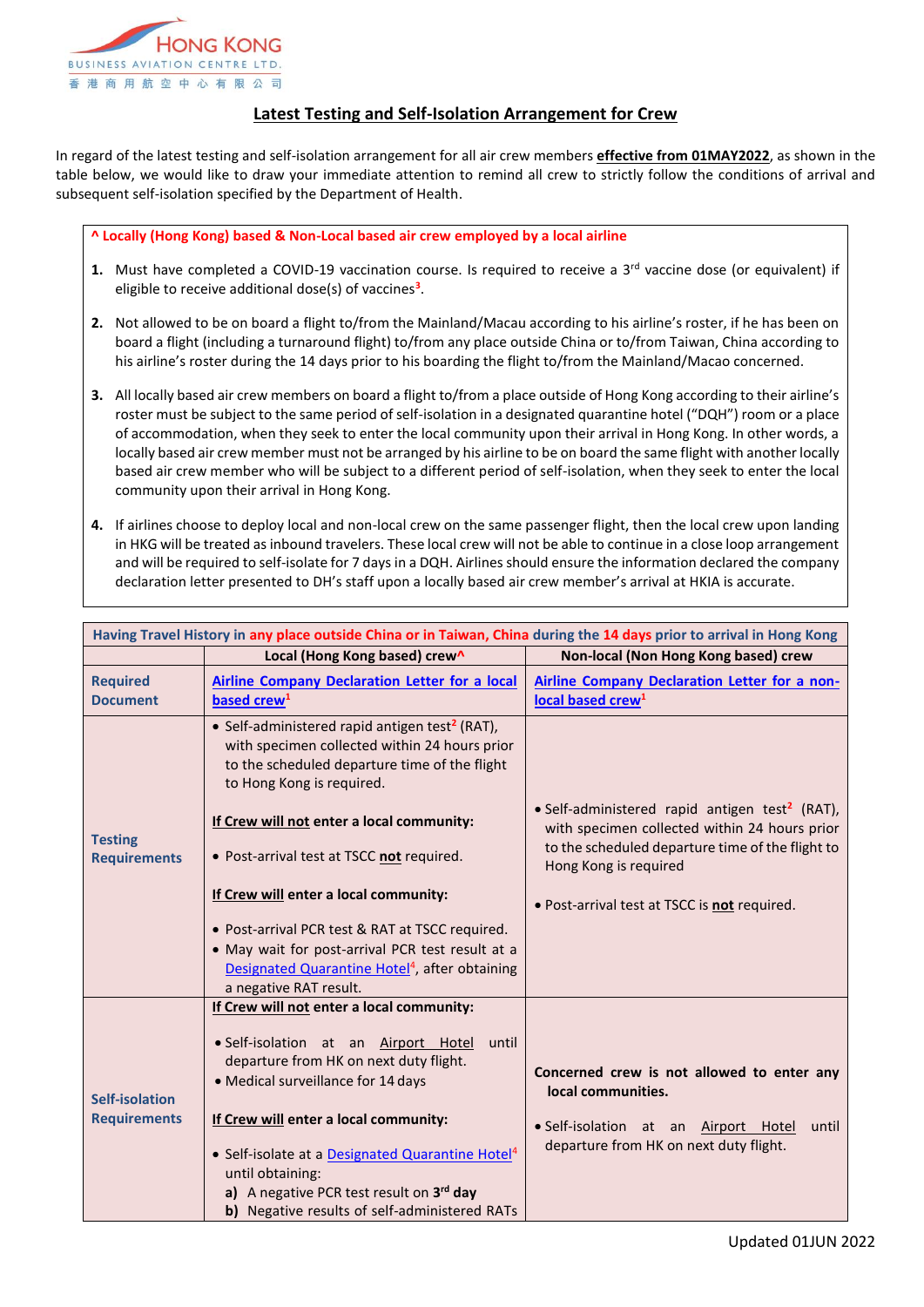HONG KONG BUSINESS AVIATION CENTRE LTD.
香港商用航空中心有限公司

## Latest Testing and Self-Isolation Arrangement for Crew

In regard of the latest testing and self-isolation arrangement for all air crew members **effective from 01MAY2022**, as shown in the table below, we would like to draw your immediate attention to remind all crew to strictly follow the conditions of arrival and subsequent self-isolation specified by the Department of Health.

**^ Locally (Hong Kong) based & Non-Local based air crew employed by a local airline**

1. Must have completed a COVID-19 vaccination course. Is required to receive a 3rd vaccine dose (or equivalent) if eligible to receive additional dose(s) of vaccines[3].
2. Not allowed to be on board a flight to/from the Mainland/Macau according to his airline's roster, if he has been on board a flight (including a turnaround flight) to/from any place outside China or to/from Taiwan, China according to his airline's roster during the 14 days prior to his boarding the flight to/from the Mainland/Macao concerned.
3. All locally based air crew members on board a flight to/from a place outside of Hong Kong according to their airline's roster must be subject to the same period of self-isolation in a designated quarantine hotel ("DQH") room or a place of accommodation, when they seek to enter the local community upon their arrival in Hong Kong. In other words, a locally based air crew member must not be arranged by his airline to be on board the same flight with another locally based air crew member who will be subject to a different period of self-isolation, when they seek to enter the local community upon their arrival in Hong Kong.
4. If airlines choose to deploy local and non-local crew on the same passenger flight, then the local crew upon landing in HKG will be treated as inbound travelers. These local crew will not be able to continue in a close loop arrangement and will be required to self-isolate for 7 days in a DQH. Airlines should ensure the information declared the company declaration letter presented to DH's staff upon a locally based air crew member's arrival at HKIA is accurate.

| Having Travel History in any place outside China or in Taiwan, China during the 14 days prior to arrival in Hong Kong | | |
|---|---|---|
| | **Local (Hong Kong based) crew^** | **Non-local (Non Hong Kong based) crew** |
| **Required Document** | Airline Company Declaration Letter for a local based crew[1] | Airline Company Declaration Letter for a non-local based crew[1] |
| **Testing Requirements** | • Self-administered rapid antigen test[2] (RAT), with specimen collected within 24 hours prior to the scheduled departure time of the flight to Hong Kong is required.<br><br>**If Crew will not enter a local community:**<br><br>• Post-arrival test at TSCC **not** required.<br><br>**If Crew will enter a local community:**<br><br>• Post-arrival PCR test & RAT at TSCC required.<br>• May wait for post-arrival PCR test result at a Designated Quarantine Hotel[4], after obtaining a negative RAT result. | • Self-administered rapid antigen test[2] (RAT), with specimen collected within 24 hours prior to the scheduled departure time of the flight to Hong Kong is required<br><br>• Post-arrival test at TSCC is **not** required. |
| **Self-isolation Requirements** | **If Crew will not enter a local community:**<br><br>• Self-isolation at an Airport Hotel until departure from HK on next duty flight.<br>• Medical surveillance for 14 days<br><br>**If Crew will enter a local community:**<br><br>• Self-isolate at a Designated Quarantine Hotel[4] until obtaining:<br>**a)** A negative PCR test result on **3rd day**<br>**b)** Negative results of self-administered RATs | **Concerned crew is not allowed to enter any local communities.**<br><br>• Self-isolation at an Airport Hotel until departure from HK on next duty flight. |

Updated 01JUN 2022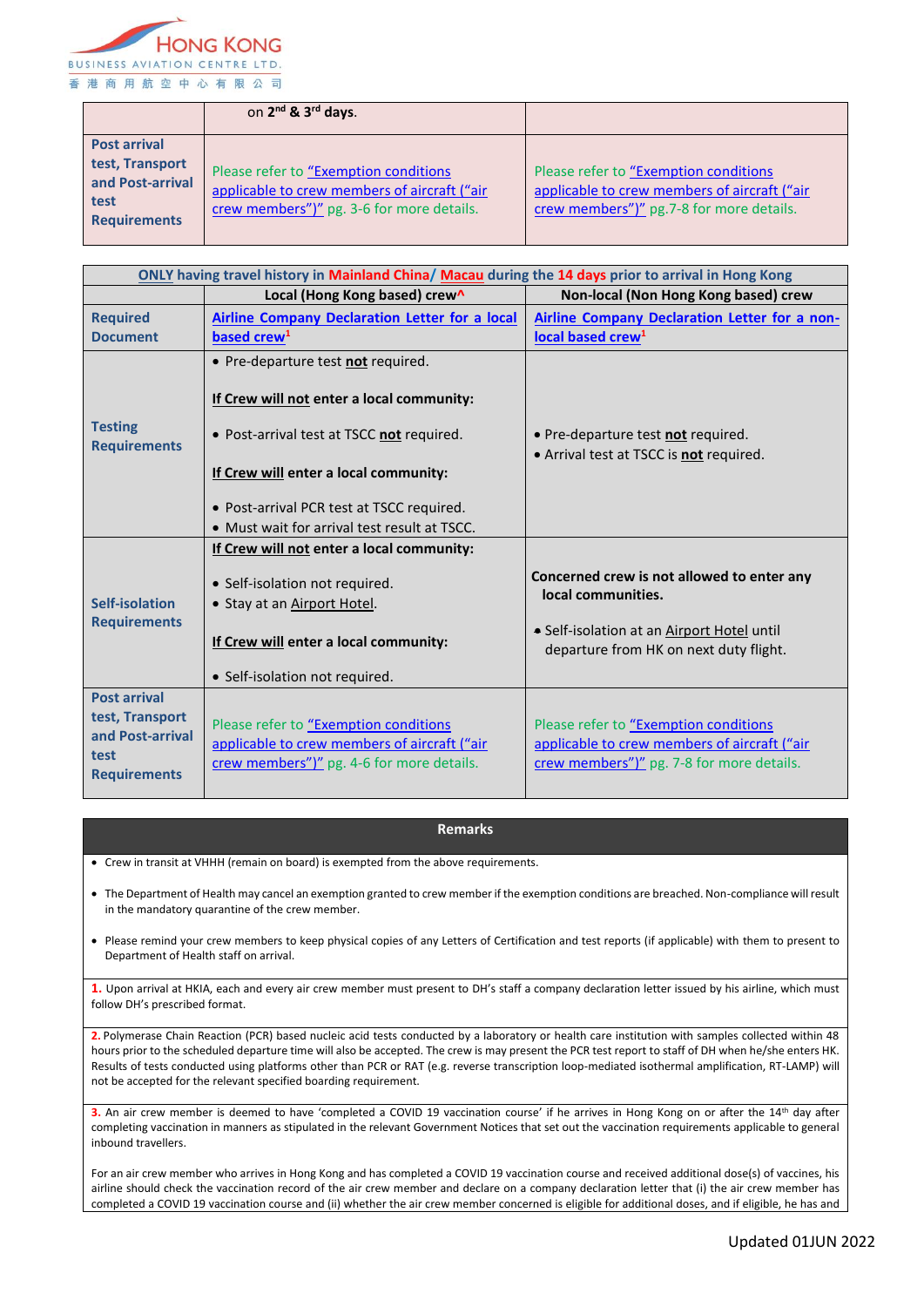| | on 2nd & 3rd days. | |
|---|---|---|
| **Post arrival test, Transport and Post-arrival test Requirements** | Please refer to "Exemption conditions applicable to crew members of aircraft ("air crew members")" pg. 3-6 for more details. | Please refer to "Exemption conditions applicable to crew members of aircraft ("air crew members")" pg.7-8 for more details. |

| **ONLY having travel history in Mainland China/ Macau during the 14 days prior to arrival in Hong Kong** | | |
|---|---|---|
| | **Local (Hong Kong based) crew^** | **Non-local (Non Hong Kong based) crew** |
| **Required Document** | Airline Company Declaration Letter for a local based crew[1] | Airline Company Declaration Letter for a non-local based crew[1] |
| **Testing Requirements** | • Pre-departure test **not** required.<br><br>**If Crew will not enter a local community:**<br><br>• Post-arrival test at TSCC **not** required.<br><br>**If Crew will enter a local community:**<br><br>• Post-arrival PCR test at TSCC required.<br>• Must wait for arrival test result at TSCC. | • Pre-departure test **not** required.<br>• Arrival test at TSCC is **not** required. |
| **Self-isolation Requirements** | **If Crew will not enter a local community:**<br><br>• Self-isolation not required.<br>• Stay at an Airport Hotel.<br><br>**If Crew will enter a local community:**<br><br>• Self-isolation not required. | **Concerned crew is not allowed to enter any local communities.**<br><br>• Self-isolation at an Airport Hotel until departure from HK on next duty flight. |
| **Post arrival test, Transport and Post-arrival test Requirements** | Please refer to "Exemption conditions applicable to crew members of aircraft ("air crew members")" pg. 4-6 for more details. | Please refer to "Exemption conditions applicable to crew members of aircraft ("air crew members")" pg. 7-8 for more details. |

**Remarks**

- Crew in transit at VHHH (remain on board) is exempted from the above requirements.
- The Department of Health may cancel an exemption granted to crew member if the exemption conditions are breached. Non-compliance will result in the mandatory quarantine of the crew member.
- Please remind your crew members to keep physical copies of any Letters of Certification and test reports (if applicable) with them to present to Department of Health staff on arrival.

**1.** Upon arrival at HKIA, each and every air crew member must present to DH's staff a company declaration letter issued by his airline, which must follow DH's prescribed format.

**2.** Polymerase Chain Reaction (PCR) based nucleic acid tests conducted by a laboratory or health care institution with samples collected within 48 hours prior to the scheduled departure time will also be accepted. The crew is may present the PCR test report to staff of DH when he/she enters HK. Results of tests conducted using platforms other than PCR or RAT (e.g. reverse transcription loop-mediated isothermal amplification, RT-LAMP) will not be accepted for the relevant specified boarding requirement.

**3.** An air crew member is deemed to have 'completed a COVID 19 vaccination course' if he arrives in Hong Kong on or after the 14th day after completing vaccination in manners as stipulated in the relevant Government Notices that set out the vaccination requirements applicable to general inbound travellers.

For an air crew member who arrives in Hong Kong and has completed a COVID 19 vaccination course and received additional dose(s) of vaccines, his airline should check the vaccination record of the air crew member and declare on a company declaration letter that (i) the air crew member has completed a COVID 19 vaccination course and (ii) whether the air crew member concerned is eligible for additional doses, and if eligible, he has and

Updated 01JUN 2022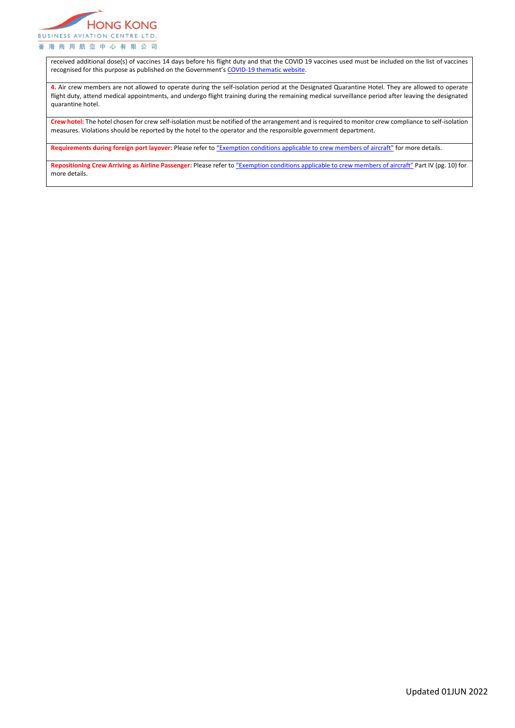received additional dose(s) of vaccines 14 days before his flight duty and that the COVID 19 vaccines used must be included on the list of vaccines recognised for this purpose as published on the Government's COVID-19 thematic website.

**4.** Air crew members are not allowed to operate during the self-isolation period at the Designated Quarantine Hotel. They are allowed to operate flight duty, attend medical appointments, and undergo flight training during the remaining medical surveillance period after leaving the designated quarantine hotel.

**Crew hotel:** The hotel chosen for crew self-isolation must be notified of the arrangement and is required to monitor crew compliance to self-isolation measures. Violations should be reported by the hotel to the operator and the responsible government department.

**Requirements during foreign port layover:** Please refer to "Exemption conditions applicable to crew members of aircraft" for more details.

**Repositioning Crew Arriving as Airline Passenger:** Please refer to "Exemption conditions applicable to crew members of aircraft" Part IV (pg. 10) for more details.